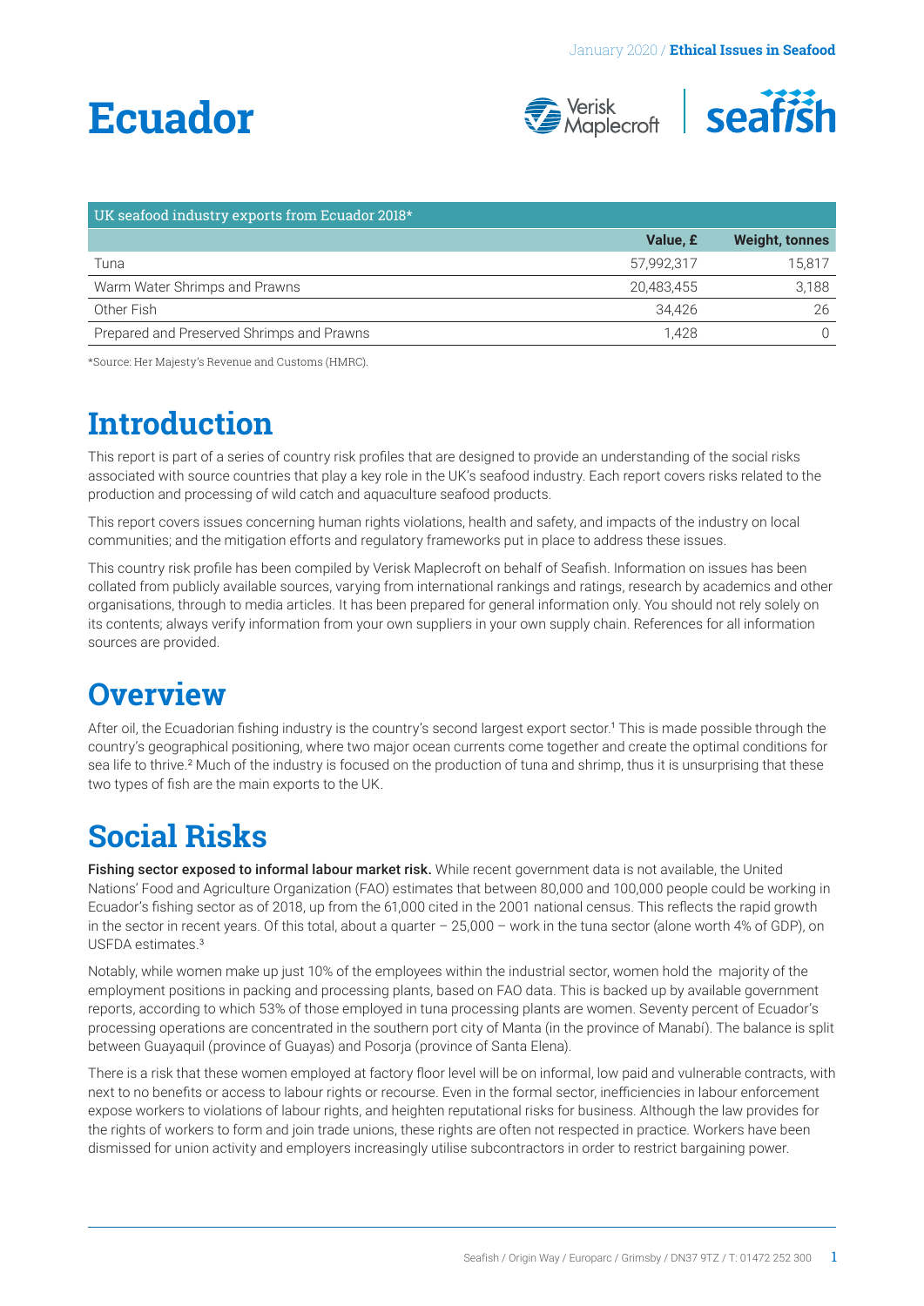# Ecuador

| UK seafood industry exports from Ecuador 2018* | | |
|---|---|---|
| | **Value, £** | **Weight, tonnes** |
| Tuna | 57,992,317 | 15,817 |
| Warm Water Shrimps and Prawns | 20,483,455 | 3,188 |
| Other Fish | 34,426 | 26 |
| Prepared and Preserved Shrimps and Prawns | 1,428 | 0 |

*Source: Her Majesty's Revenue and Customs (HMRC).

# Introduction

This report is part of a series of country risk profiles that are designed to provide an understanding of the social risks associated with source countries that play a key role in the UK's seafood industry. Each report covers risks related to the production and processing of wild catch and aquaculture seafood products.

This report covers issues concerning human rights violations, health and safety, and impacts of the industry on local communities; and the mitigation efforts and regulatory frameworks put in place to address these issues.

This country risk profile has been compiled by Verisk Maplecroft on behalf of Seafish. Information on issues has been collated from publicly available sources, varying from international rankings and ratings, research by academics and other organisations, through to media articles. It has been prepared for general information only. You should not rely solely on its contents; always verify information from your own suppliers in your own supply chain. References for all information sources are provided.

# Overview

After oil, the Ecuadorian fishing industry is the country's second largest export sector.[1] This is made possible through the country's geographical positioning, where two major ocean currents come together and create the optimal conditions for sea life to thrive.[2] Much of the industry is focused on the production of tuna and shrimp, thus it is unsurprising that these two types of fish are the main exports to the UK.

# Social Risks

**Fishing sector exposed to informal labour market risk.** While recent government data is not available, the United Nations' Food and Agriculture Organization (FAO) estimates that between 80,000 and 100,000 people could be working in Ecuador's fishing sector as of 2018, up from the 61,000 cited in the 2001 national census. This reflects the rapid growth in the sector in recent years. Of this total, about a quarter – 25,000 – work in the tuna sector (alone worth 4% of GDP), on USFDA estimates.[3]

Notably, while women make up just 10% of the employees within the industrial sector, women hold the majority of the employment positions in packing and processing plants, based on FAO data. This is backed up by available government reports, according to which 53% of those employed in tuna processing plants are women. Seventy percent of Ecuador's processing operations are concentrated in the southern port city of Manta (in the province of Manabí). The balance is split between Guayaquil (province of Guayas) and Posorja (province of Santa Elena).

There is a risk that these women employed at factory floor level will be on informal, low paid and vulnerable contracts, with next to no benefits or access to labour rights or recourse. Even in the formal sector, inefficiencies in labour enforcement expose workers to violations of labour rights, and heighten reputational risks for business. Although the law provides for the rights of workers to form and join trade unions, these rights are often not respected in practice. Workers have been dismissed for union activity and employers increasingly utilise subcontractors in order to restrict bargaining power.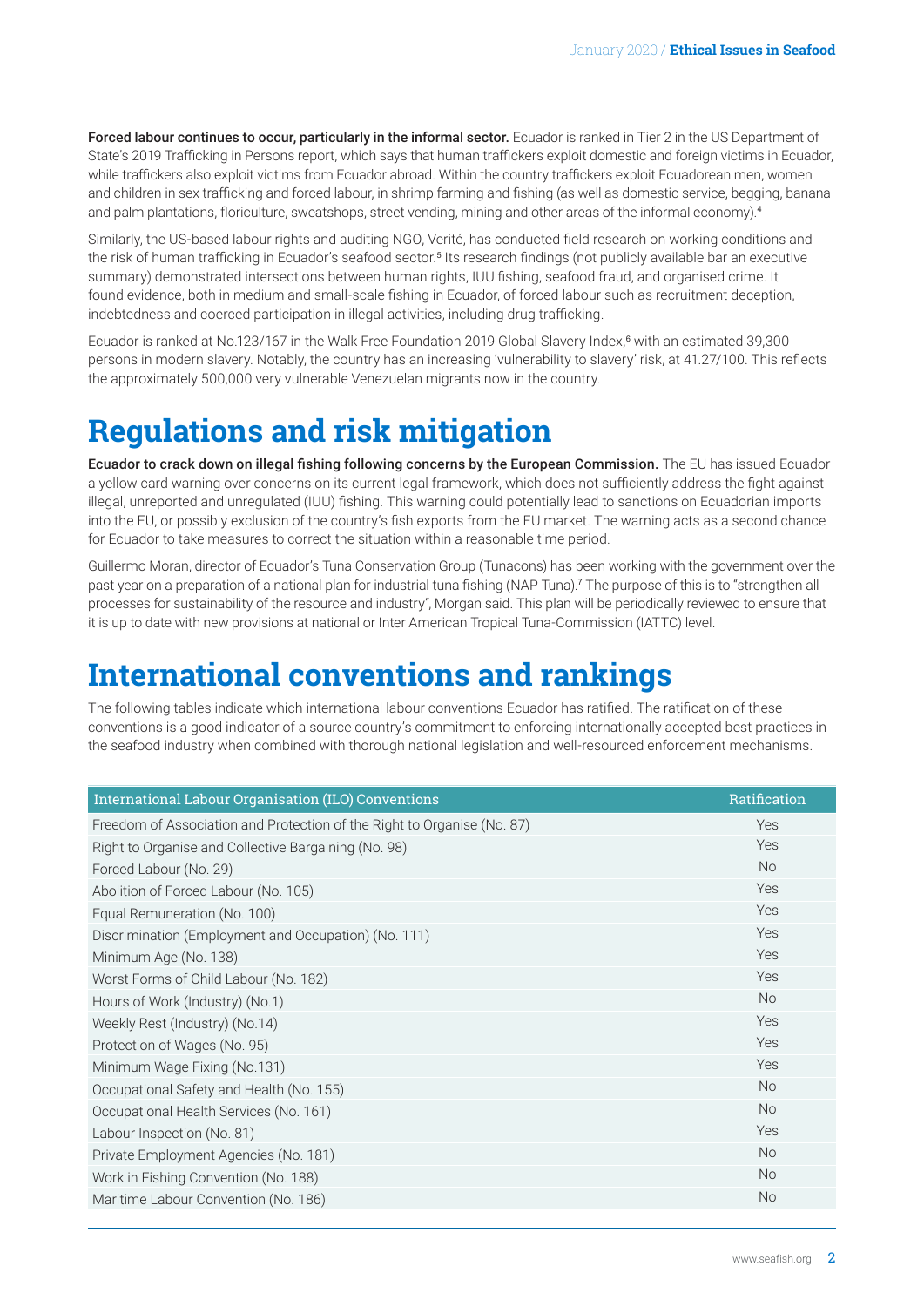**Forced labour continues to occur, particularly in the informal sector.** Ecuador is ranked in Tier 2 in the US Department of State's 2019 Trafficking in Persons report, which says that human traffickers exploit domestic and foreign victims in Ecuador, while traffickers also exploit victims from Ecuador abroad. Within the country traffickers exploit Ecuadorean men, women and children in sex trafficking and forced labour, in shrimp farming and fishing (as well as domestic service, begging, banana and palm plantations, floriculture, sweatshops, street vending, mining and other areas of the informal economy).[4]

Similarly, the US-based labour rights and auditing NGO, Verité, has conducted field research on working conditions and the risk of human trafficking in Ecuador's seafood sector.[5] Its research findings (not publicly available bar an executive summary) demonstrated intersections between human rights, IUU fishing, seafood fraud, and organised crime. It found evidence, both in medium and small-scale fishing in Ecuador, of forced labour such as recruitment deception, indebtedness and coerced participation in illegal activities, including drug trafficking.

Ecuador is ranked at No.123/167 in the Walk Free Foundation 2019 Global Slavery Index,[6] with an estimated 39,300 persons in modern slavery. Notably, the country has an increasing 'vulnerability to slavery' risk, at 41.27/100. This reflects the approximately 500,000 very vulnerable Venezuelan migrants now in the country.

# Regulations and risk mitigation

**Ecuador to crack down on illegal fishing following concerns by the European Commission.** The EU has issued Ecuador a yellow card warning over concerns on its current legal framework, which does not sufficiently address the fight against illegal, unreported and unregulated (IUU) fishing. This warning could potentially lead to sanctions on Ecuadorian imports into the EU, or possibly exclusion of the country's fish exports from the EU market. The warning acts as a second chance for Ecuador to take measures to correct the situation within a reasonable time period.

Guillermo Moran, director of Ecuador's Tuna Conservation Group (Tunacons) has been working with the government over the past year on a preparation of a national plan for industrial tuna fishing (NAP Tuna).[7] The purpose of this is to "strengthen all processes for sustainability of the resource and industry", Morgan said. This plan will be periodically reviewed to ensure that it is up to date with new provisions at national or Inter American Tropical Tuna-Commission (IATTC) level.

# International conventions and rankings

The following tables indicate which international labour conventions Ecuador has ratified. The ratification of these conventions is a good indicator of a source country's commitment to enforcing internationally accepted best practices in the seafood industry when combined with thorough national legislation and well-resourced enforcement mechanisms.

| International Labour Organisation (ILO) Conventions | Ratification |
|---|---|
| Freedom of Association and Protection of the Right to Organise (No. 87) | Yes |
| Right to Organise and Collective Bargaining (No. 98) | Yes |
| Forced Labour (No. 29) | No |
| Abolition of Forced Labour (No. 105) | Yes |
| Equal Remuneration (No. 100) | Yes |
| Discrimination (Employment and Occupation) (No. 111) | Yes |
| Minimum Age (No. 138) | Yes |
| Worst Forms of Child Labour (No. 182) | Yes |
| Hours of Work (Industry) (No.1) | No |
| Weekly Rest (Industry) (No.14) | Yes |
| Protection of Wages (No. 95) | Yes |
| Minimum Wage Fixing (No.131) | Yes |
| Occupational Safety and Health (No. 155) | No |
| Occupational Health Services (No. 161) | No |
| Labour Inspection (No. 81) | Yes |
| Private Employment Agencies (No. 181) | No |
| Work in Fishing Convention (No. 188) | No |
| Maritime Labour Convention (No. 186) | No |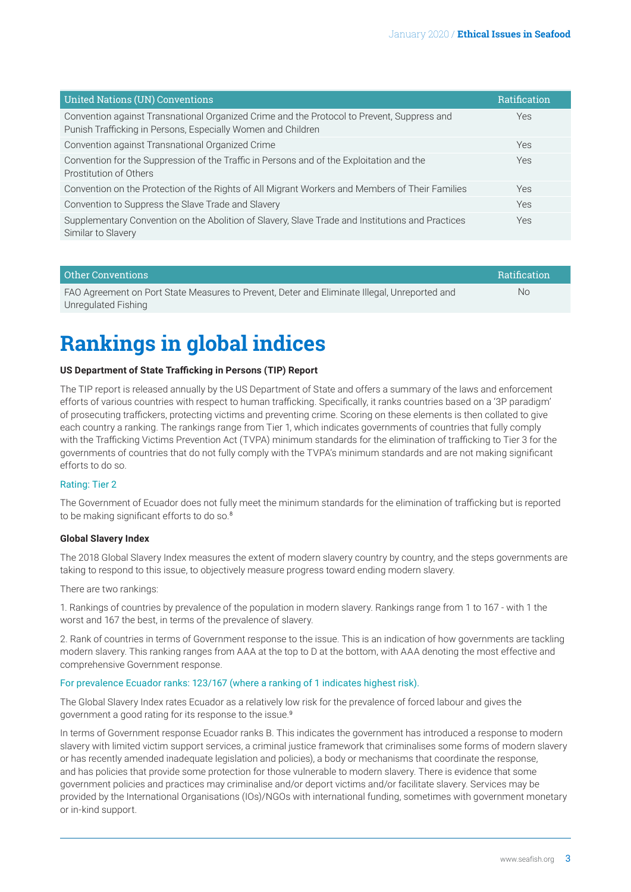| United Nations (UN) Conventions | Ratification |
| --- | --- |
| Convention against Transnational Organized Crime and the Protocol to Prevent, Suppress and Punish Trafficking in Persons, Especially Women and Children | Yes |
| Convention against Transnational Organized Crime | Yes |
| Convention for the Suppression of the Traffic in Persons and of the Exploitation and the Prostitution of Others | Yes |
| Convention on the Protection of the Rights of All Migrant Workers and Members of Their Families | Yes |
| Convention to Suppress the Slave Trade and Slavery | Yes |
| Supplementary Convention on the Abolition of Slavery, Slave Trade and Institutions and Practices Similar to Slavery | Yes |

| Other Conventions | Ratification |
| --- | --- |
| FAO Agreement on Port State Measures to Prevent, Deter and Eliminate Illegal, Unreported and Unregulated Fishing | No |

# Rankings in global indices

**US Department of State Trafficking in Persons (TIP) Report**

The TIP report is released annually by the US Department of State and offers a summary of the laws and enforcement efforts of various countries with respect to human trafficking. Specifically, it ranks countries based on a '3P paradigm' of prosecuting traffickers, protecting victims and preventing crime. Scoring on these elements is then collated to give each country a ranking. The rankings range from Tier 1, which indicates governments of countries that fully comply with the Trafficking Victims Prevention Act (TVPA) minimum standards for the elimination of trafficking to Tier 3 for the governments of countries that do not fully comply with the TVPA's minimum standards and are not making significant efforts to do so.

Rating: Tier 2

The Government of Ecuador does not fully meet the minimum standards for the elimination of trafficking but is reported to be making significant efforts to do so.[8]

**Global Slavery Index**

The 2018 Global Slavery Index measures the extent of modern slavery country by country, and the steps governments are taking to respond to this issue, to objectively measure progress toward ending modern slavery.

There are two rankings:

1. Rankings of countries by prevalence of the population in modern slavery. Rankings range from 1 to 167 - with 1 the worst and 167 the best, in terms of the prevalence of slavery.

2. Rank of countries in terms of Government response to the issue. This is an indication of how governments are tackling modern slavery. This ranking ranges from AAA at the top to D at the bottom, with AAA denoting the most effective and comprehensive Government response.

For prevalence Ecuador ranks: 123/167 (where a ranking of 1 indicates highest risk).

The Global Slavery Index rates Ecuador as a relatively low risk for the prevalence of forced labour and gives the government a good rating for its response to the issue.[9]

In terms of Government response Ecuador ranks B. This indicates the government has introduced a response to modern slavery with limited victim support services, a criminal justice framework that criminalises some forms of modern slavery or has recently amended inadequate legislation and policies), a body or mechanisms that coordinate the response, and has policies that provide some protection for those vulnerable to modern slavery. There is evidence that some government policies and practices may criminalise and/or deport victims and/or facilitate slavery. Services may be provided by the International Organisations (IOs)/NGOs with international funding, sometimes with government monetary or in-kind support.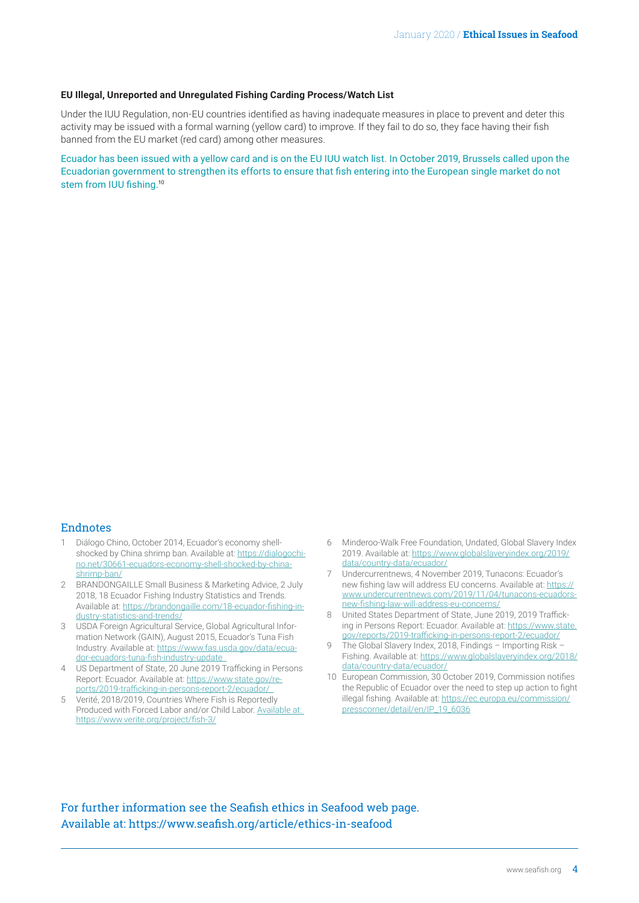**EU Illegal, Unreported and Unregulated Fishing Carding Process/Watch List**

Under the IUU Regulation, non-EU countries identified as having inadequate measures in place to prevent and deter this activity may be issued with a formal warning (yellow card) to improve. If they fail to do so, they face having their fish banned from the EU market (red card) among other measures.

Ecuador has been issued with a yellow card and is on the EU IUU watch list. In October 2019, Brussels called upon the Ecuadorian government to strengthen its efforts to ensure that fish entering into the European single market do not stem from IUU fishing.[10]

## Endnotes

1. Diálogo Chino, October 2014, Ecuador's economy shell-shocked by China shrimp ban. Available at: https://dialogochino.net/30661-ecuadors-economy-shell-shocked-by-china-shrimp-ban/
2. BRANDONGAILLE Small Business & Marketing Advice, 2 July 2018, 18 Ecuador Fishing Industry Statistics and Trends. Available at: https://brandongaille.com/18-ecuador-fishing-industry-statistics-and-trends/
3. USDA Foreign Agricultural Service, Global Agricultural Information Network (GAIN), August 2015, Ecuador's Tuna Fish Industry. Available at: https://www.fas.usda.gov/data/ecuador-ecuadors-tuna-fish-industry-update
4. US Department of State, 20 June 2019 Trafficking in Persons Report: Ecuador. Available at: https://www.state.gov/reports/2019-trafficking-in-persons-report-2/ecuador/
5. Verité, 2018/2019, Countries Where Fish is Reportedly Produced with Forced Labor and/or Child Labor. Available at: https://www.verite.org/project/fish-3/
6. Minderoo-Walk Free Foundation, Undated, Global Slavery Index 2019. Available at: https://www.globalslaveryindex.org/2019/data/country-data/ecuador/
7. Undercurrentnews, 4 November 2019, Tunacons: Ecuador's new fishing law will address EU concerns. Available at: https://www.undercurrentnews.com/2019/11/04/tunacons-ecuadors-new-fishing-law-will-address-eu-concerns/
8. United States Department of State, June 2019, 2019 Trafficking in Persons Report: Ecuador. Available at: https://www.state.gov/reports/2019-trafficking-in-persons-report-2/ecuador/
9. The Global Slavery Index, 2018, Findings – Importing Risk – Fishing. Available at: https://www.globalslaveryindex.org/2018/data/country-data/ecuador/
10. European Commission, 30 October 2019, Commission notifies the Republic of Ecuador over the need to step up action to fight illegal fishing. Available at: https://ec.europa.eu/commission/presscorner/detail/en/IP_19_6036

For further information see the Seafish ethics in Seafood web page.
Available at: https://www.seafish.org/article/ethics-in-seafood